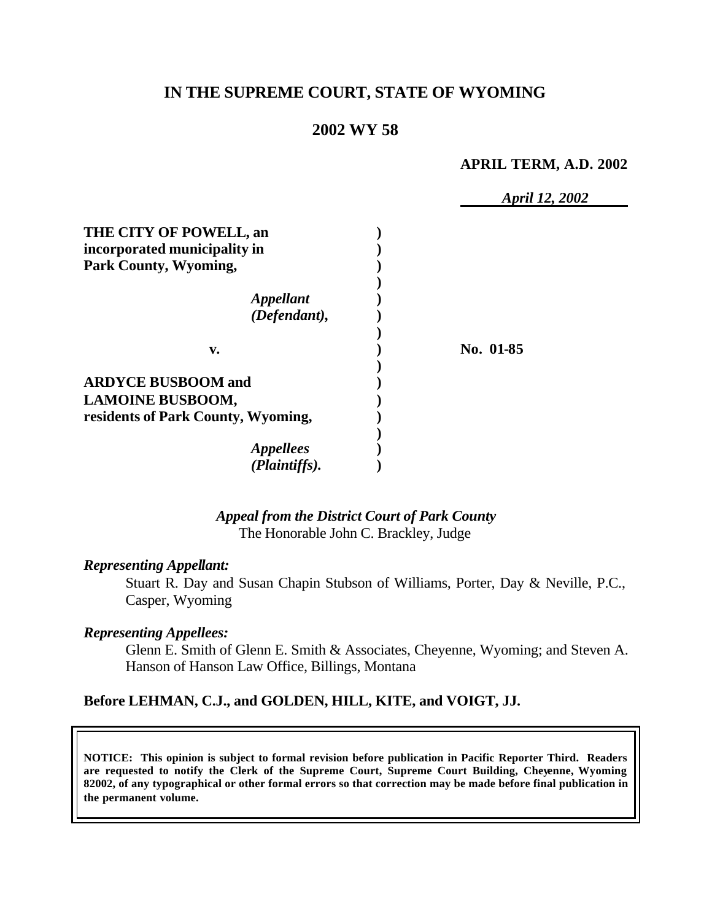# IN THE SUPREME COURT, STATE OF WYOMING

## 2002 WY 58

**APRIL TERM, A.D. 2002**

*April 12, 2002*

| | | |
|---|---|---|
| **THE CITY OF POWELL, an incorporated municipality in Park County, Wyoming,** | ) | |
| *Appellant (Defendant),* | ) | |
| **v.** | ) | **No. 01-85** |
| **ARDYCE BUSBOOM and LAMOINE BUSBOOM, residents of Park County, Wyoming,** | ) | |
| *Appellees (Plaintiffs).* | ) | |

***Appeal from the District Court of Park County***
The Honorable John C. Brackley, Judge

***Representing Appellant:***

Stuart R. Day and Susan Chapin Stubson of Williams, Porter, Day & Neville, P.C., Casper, Wyoming

***Representing Appellees:***

Glenn E. Smith of Glenn E. Smith & Associates, Cheyenne, Wyoming; and Steven A. Hanson of Hanson Law Office, Billings, Montana

**Before LEHMAN, C.J., and GOLDEN, HILL, KITE, and VOIGT, JJ.**

**NOTICE: This opinion is subject to formal revision before publication in Pacific Reporter Third. Readers are requested to notify the Clerk of the Supreme Court, Supreme Court Building, Cheyenne, Wyoming 82002, of any typographical or other formal errors so that correction may be made before final publication in the permanent volume.**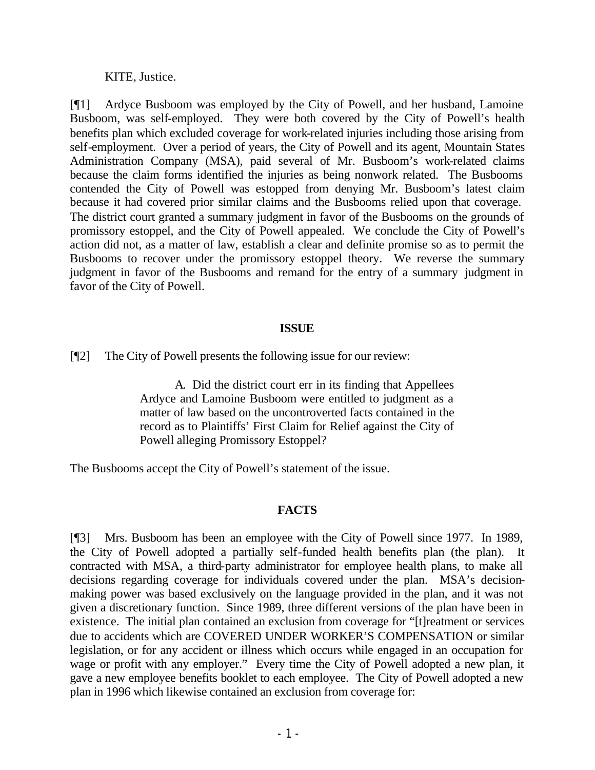KITE, Justice.

[¶1] Ardyce Busboom was employed by the City of Powell, and her husband, Lamoine Busboom, was self-employed. They were both covered by the City of Powell's health benefits plan which excluded coverage for work-related injuries including those arising from self-employment. Over a period of years, the City of Powell and its agent, Mountain States Administration Company (MSA), paid several of Mr. Busboom's work-related claims because the claim forms identified the injuries as being nonwork related. The Busbooms contended the City of Powell was estopped from denying Mr. Busboom's latest claim because it had covered prior similar claims and the Busbooms relied upon that coverage. The district court granted a summary judgment in favor of the Busbooms on the grounds of promissory estoppel, and the City of Powell appealed. We conclude the City of Powell's action did not, as a matter of law, establish a clear and definite promise so as to permit the Busbooms to recover under the promissory estoppel theory. We reverse the summary judgment in favor of the Busbooms and remand for the entry of a summary judgment in favor of the City of Powell.

## ISSUE

[¶2] The City of Powell presents the following issue for our review:

> A. Did the district court err in its finding that Appellees Ardyce and Lamoine Busboom were entitled to judgment as a matter of law based on the uncontroverted facts contained in the record as to Plaintiffs' First Claim for Relief against the City of Powell alleging Promissory Estoppel?

The Busbooms accept the City of Powell's statement of the issue.

## FACTS

[¶3] Mrs. Busboom has been an employee with the City of Powell since 1977. In 1989, the City of Powell adopted a partially self-funded health benefits plan (the plan). It contracted with MSA, a third-party administrator for employee health plans, to make all decisions regarding coverage for individuals covered under the plan. MSA's decision-making power was based exclusively on the language provided in the plan, and it was not given a discretionary function. Since 1989, three different versions of the plan have been in existence. The initial plan contained an exclusion from coverage for "[t]reatment or services due to accidents which are COVERED UNDER WORKER'S COMPENSATION or similar legislation, or for any accident or illness which occurs while engaged in an occupation for wage or profit with any employer." Every time the City of Powell adopted a new plan, it gave a new employee benefits booklet to each employee. The City of Powell adopted a new plan in 1996 which likewise contained an exclusion from coverage for: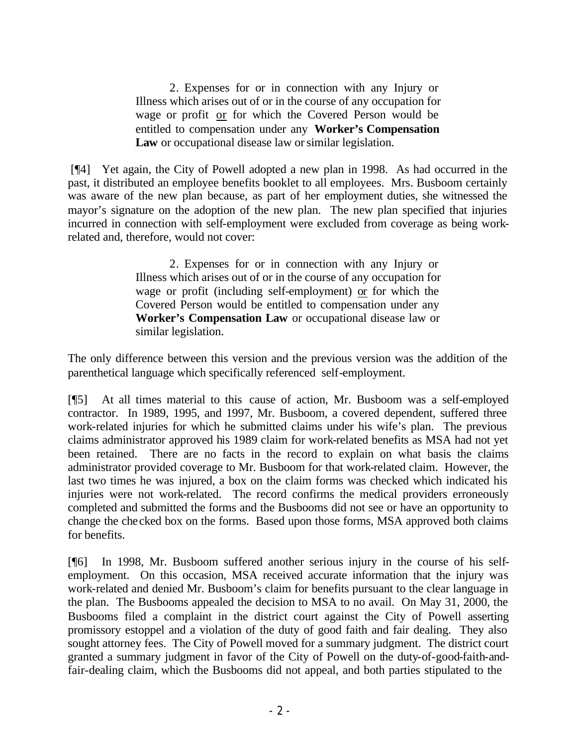> 2. Expenses for or in connection with any Injury or Illness which arises out of or in the course of any occupation for wage or profit <u>or</u> for which the Covered Person would be entitled to compensation under any **Worker's Compensation Law** or occupational disease law or similar legislation.

[¶4] Yet again, the City of Powell adopted a new plan in 1998. As had occurred in the past, it distributed an employee benefits booklet to all employees. Mrs. Busboom certainly was aware of the new plan because, as part of her employment duties, she witnessed the mayor's signature on the adoption of the new plan. The new plan specified that injuries incurred in connection with self-employment were excluded from coverage as being work-related and, therefore, would not cover:

> 2. Expenses for or in connection with any Injury or Illness which arises out of or in the course of any occupation for wage or profit (including self-employment) <u>or</u> for which the Covered Person would be entitled to compensation under any **Worker's Compensation Law** or occupational disease law or similar legislation.

The only difference between this version and the previous version was the addition of the parenthetical language which specifically referenced self-employment.

[¶5] At all times material to this cause of action, Mr. Busboom was a self-employed contractor. In 1989, 1995, and 1997, Mr. Busboom, a covered dependent, suffered three work-related injuries for which he submitted claims under his wife's plan. The previous claims administrator approved his 1989 claim for work-related benefits as MSA had not yet been retained. There are no facts in the record to explain on what basis the claims administrator provided coverage to Mr. Busboom for that work-related claim. However, the last two times he was injured, a box on the claim forms was checked which indicated his injuries were not work-related. The record confirms the medical providers erroneously completed and submitted the forms and the Busbooms did not see or have an opportunity to change the checked box on the forms. Based upon those forms, MSA approved both claims for benefits.

[¶6] In 1998, Mr. Busboom suffered another serious injury in the course of his self-employment. On this occasion, MSA received accurate information that the injury was work-related and denied Mr. Busboom's claim for benefits pursuant to the clear language in the plan. The Busbooms appealed the decision to MSA to no avail. On May 31, 2000, the Busbooms filed a complaint in the district court against the City of Powell asserting promissory estoppel and a violation of the duty of good faith and fair dealing. They also sought attorney fees. The City of Powell moved for a summary judgment. The district court granted a summary judgment in favor of the City of Powell on the duty-of-good-faith-and-fair-dealing claim, which the Busbooms did not appeal, and both parties stipulated to the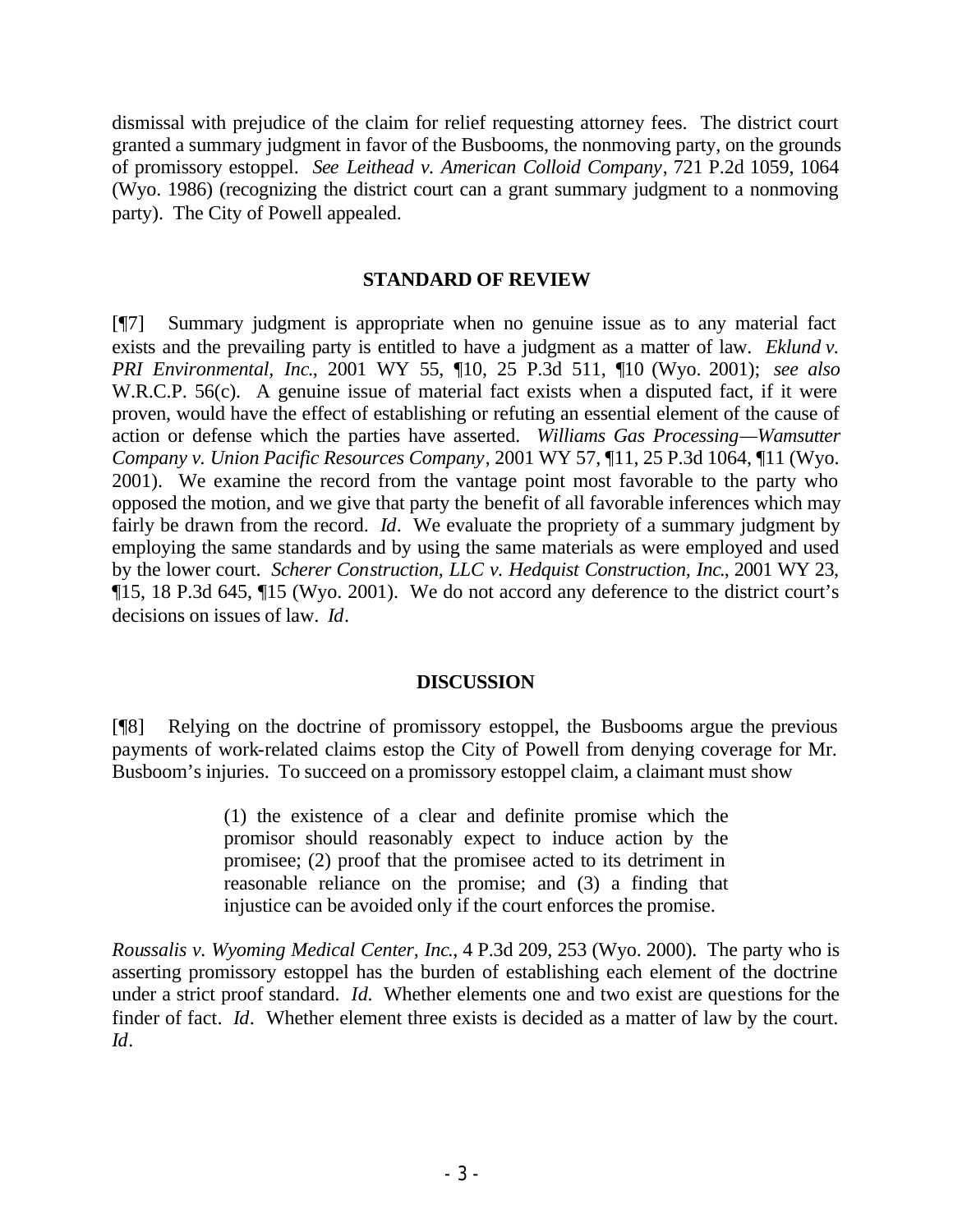dismissal with prejudice of the claim for relief requesting attorney fees. The district court granted a summary judgment in favor of the Busbooms, the nonmoving party, on the grounds of promissory estoppel. *See Leithead v. American Colloid Company*, 721 P.2d 1059, 1064 (Wyo. 1986) (recognizing the district court can a grant summary judgment to a nonmoving party). The City of Powell appealed.

## STANDARD OF REVIEW

[¶7] Summary judgment is appropriate when no genuine issue as to any material fact exists and the prevailing party is entitled to have a judgment as a matter of law. *Eklund v. PRI Environmental, Inc.*, 2001 WY 55, ¶10, 25 P.3d 511, ¶10 (Wyo. 2001); *see also* W.R.C.P. 56(c). A genuine issue of material fact exists when a disputed fact, if it were proven, would have the effect of establishing or refuting an essential element of the cause of action or defense which the parties have asserted. *Williams Gas Processing—Wamsutter Company v. Union Pacific Resources Company*, 2001 WY 57, ¶11, 25 P.3d 1064, ¶11 (Wyo. 2001). We examine the record from the vantage point most favorable to the party who opposed the motion, and we give that party the benefit of all favorable inferences which may fairly be drawn from the record. *Id*. We evaluate the propriety of a summary judgment by employing the same standards and by using the same materials as were employed and used by the lower court. *Scherer Construction, LLC v. Hedquist Construction, Inc.*, 2001 WY 23, ¶15, 18 P.3d 645, ¶15 (Wyo. 2001). We do not accord any deference to the district court's decisions on issues of law. *Id*.

## DISCUSSION

[¶8] Relying on the doctrine of promissory estoppel, the Busbooms argue the previous payments of work-related claims estop the City of Powell from denying coverage for Mr. Busboom's injuries. To succeed on a promissory estoppel claim, a claimant must show

> (1) the existence of a clear and definite promise which the promisor should reasonably expect to induce action by the promisee; (2) proof that the promisee acted to its detriment in reasonable reliance on the promise; and (3) a finding that injustice can be avoided only if the court enforces the promise.

*Roussalis v. Wyoming Medical Center, Inc.*, 4 P.3d 209, 253 (Wyo. 2000). The party who is asserting promissory estoppel has the burden of establishing each element of the doctrine under a strict proof standard. *Id.* Whether elements one and two exist are questions for the finder of fact. *Id*. Whether element three exists is decided as a matter of law by the court. *Id*.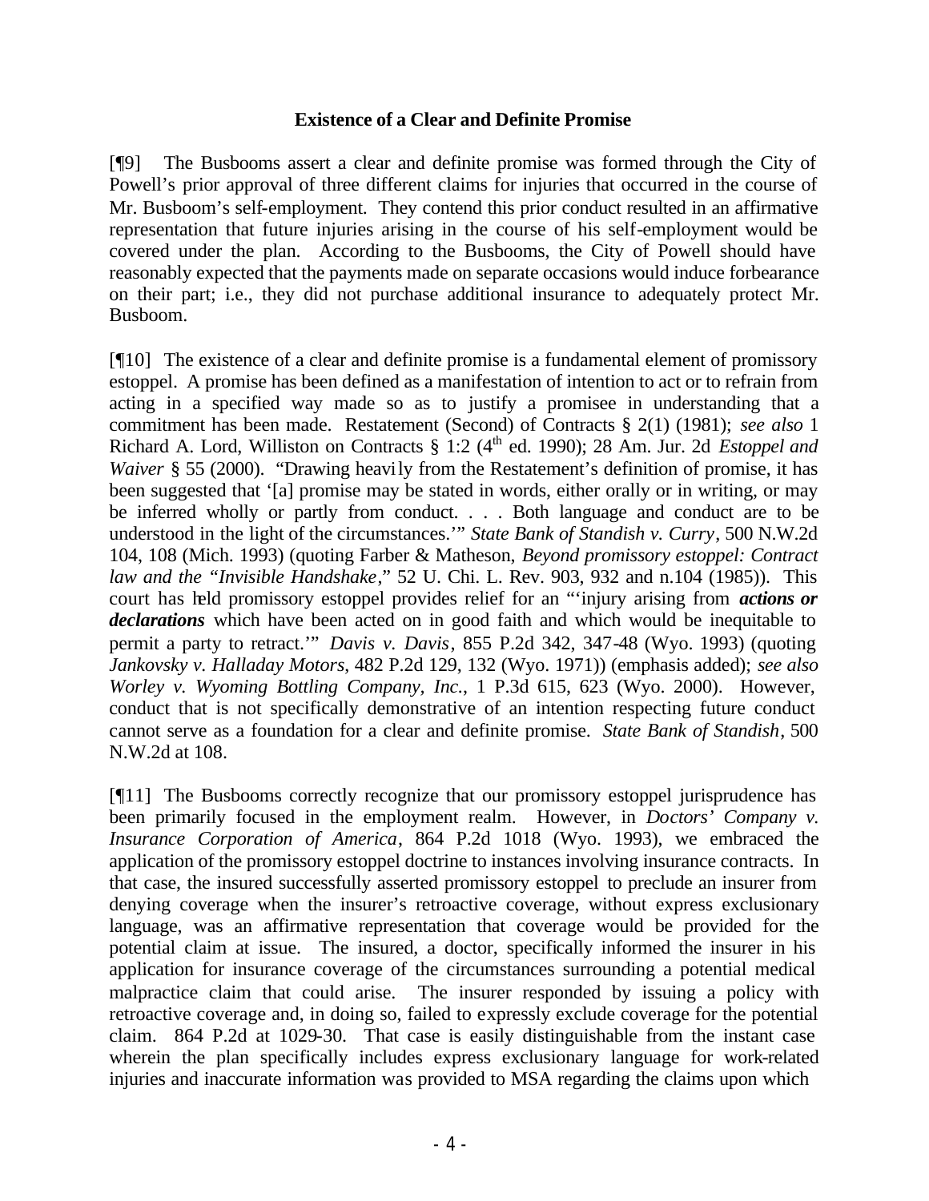### Existence of a Clear and Definite Promise

[¶9] The Busbooms assert a clear and definite promise was formed through the City of Powell's prior approval of three different claims for injuries that occurred in the course of Mr. Busboom's self-employment. They contend this prior conduct resulted in an affirmative representation that future injuries arising in the course of his self-employment would be covered under the plan. According to the Busbooms, the City of Powell should have reasonably expected that the payments made on separate occasions would induce forbearance on their part; i.e., they did not purchase additional insurance to adequately protect Mr. Busboom.

[¶10] The existence of a clear and definite promise is a fundamental element of promissory estoppel. A promise has been defined as a manifestation of intention to act or to refrain from acting in a specified way made so as to justify a promisee in understanding that a commitment has been made. Restatement (Second) of Contracts § 2(1) (1981); *see also* 1 Richard A. Lord, Williston on Contracts § 1:2 (4th ed. 1990); 28 Am. Jur. 2d *Estoppel and Waiver* § 55 (2000). "Drawing heavily from the Restatement's definition of promise, it has been suggested that '[a] promise may be stated in words, either orally or in writing, or may be inferred wholly or partly from conduct. . . . Both language and conduct are to be understood in the light of the circumstances.'" *State Bank of Standish v. Curry*, 500 N.W.2d 104, 108 (Mich. 1993) (quoting Farber & Matheson, *Beyond promissory estoppel: Contract law and the "Invisible Handshake*," 52 U. Chi. L. Rev. 903, 932 and n.104 (1985)). This court has held promissory estoppel provides relief for an "'injury arising from ***actions or declarations*** which have been acted on in good faith and which would be inequitable to permit a party to retract.'" *Davis v. Davis*, 855 P.2d 342, 347-48 (Wyo. 1993) (quoting *Jankovsky v. Halladay Motors*, 482 P.2d 129, 132 (Wyo. 1971)) (emphasis added); *see also Worley v. Wyoming Bottling Company, Inc.*, 1 P.3d 615, 623 (Wyo. 2000). However, conduct that is not specifically demonstrative of an intention respecting future conduct cannot serve as a foundation for a clear and definite promise. *State Bank of Standish*, 500 N.W.2d at 108.

[¶11] The Busbooms correctly recognize that our promissory estoppel jurisprudence has been primarily focused in the employment realm. However, in *Doctors' Company v. Insurance Corporation of America*, 864 P.2d 1018 (Wyo. 1993), we embraced the application of the promissory estoppel doctrine to instances involving insurance contracts. In that case, the insured successfully asserted promissory estoppel to preclude an insurer from denying coverage when the insurer's retroactive coverage, without express exclusionary language, was an affirmative representation that coverage would be provided for the potential claim at issue. The insured, a doctor, specifically informed the insurer in his application for insurance coverage of the circumstances surrounding a potential medical malpractice claim that could arise. The insurer responded by issuing a policy with retroactive coverage and, in doing so, failed to expressly exclude coverage for the potential claim. 864 P.2d at 1029-30. That case is easily distinguishable from the instant case wherein the plan specifically includes express exclusionary language for work-related injuries and inaccurate information was provided to MSA regarding the claims upon which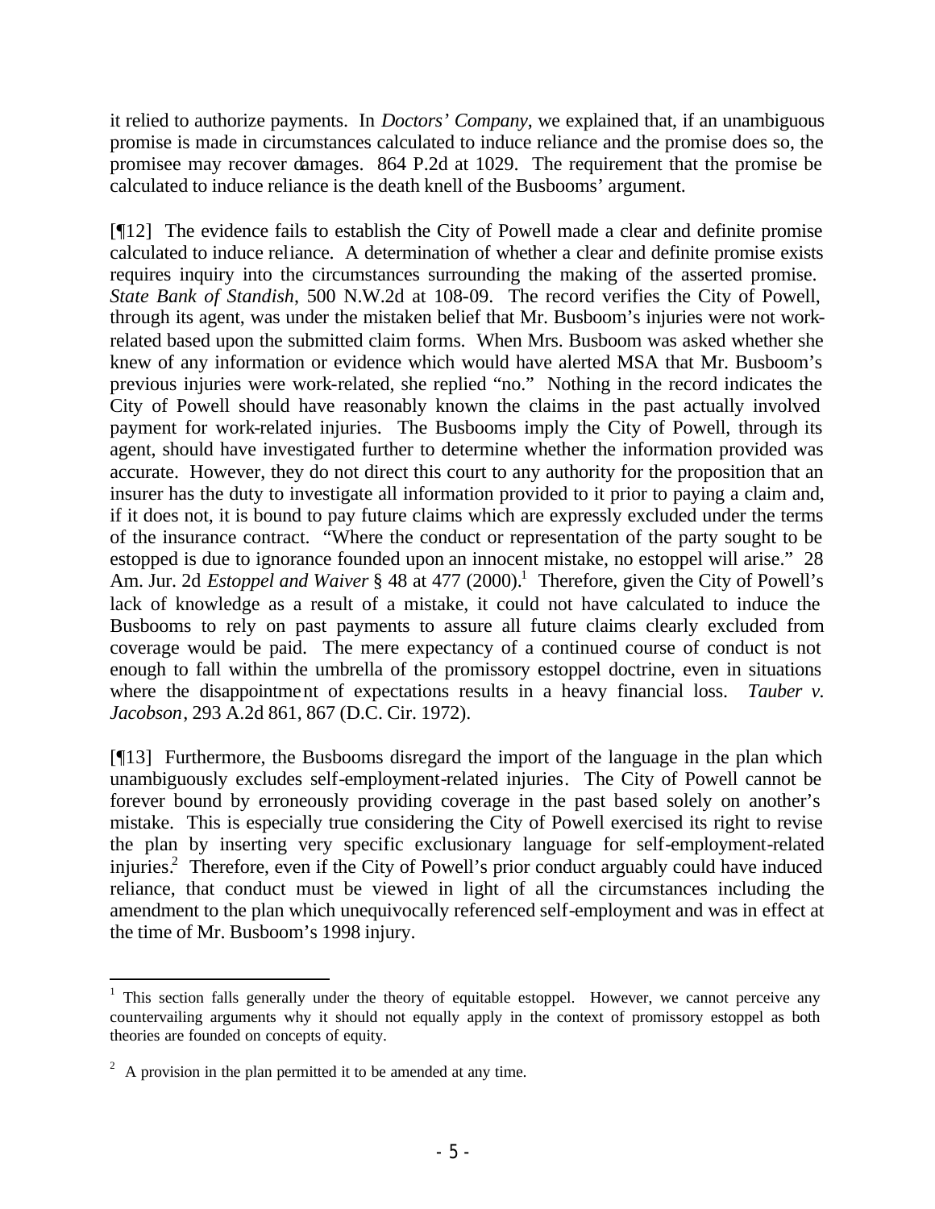it relied to authorize payments. In *Doctors' Company*, we explained that, if an unambiguous promise is made in circumstances calculated to induce reliance and the promise does so, the promisee may recover damages. 864 P.2d at 1029. The requirement that the promise be calculated to induce reliance is the death knell of the Busbooms' argument.

[¶12] The evidence fails to establish the City of Powell made a clear and definite promise calculated to induce reliance. A determination of whether a clear and definite promise exists requires inquiry into the circumstances surrounding the making of the asserted promise. *State Bank of Standish*, 500 N.W.2d at 108-09. The record verifies the City of Powell, through its agent, was under the mistaken belief that Mr. Busboom's injuries were not work-related based upon the submitted claim forms. When Mrs. Busboom was asked whether she knew of any information or evidence which would have alerted MSA that Mr. Busboom's previous injuries were work-related, she replied "no." Nothing in the record indicates the City of Powell should have reasonably known the claims in the past actually involved payment for work-related injuries. The Busbooms imply the City of Powell, through its agent, should have investigated further to determine whether the information provided was accurate. However, they do not direct this court to any authority for the proposition that an insurer has the duty to investigate all information provided to it prior to paying a claim and, if it does not, it is bound to pay future claims which are expressly excluded under the terms of the insurance contract. "Where the conduct or representation of the party sought to be estopped is due to ignorance founded upon an innocent mistake, no estoppel will arise." 28 Am. Jur. 2d *Estoppel and Waiver* § 48 at 477 (2000).[1] Therefore, given the City of Powell's lack of knowledge as a result of a mistake, it could not have calculated to induce the Busbooms to rely on past payments to assure all future claims clearly excluded from coverage would be paid. The mere expectancy of a continued course of conduct is not enough to fall within the umbrella of the promissory estoppel doctrine, even in situations where the disappointment of expectations results in a heavy financial loss. *Tauber v. Jacobson*, 293 A.2d 861, 867 (D.C. Cir. 1972).

[¶13] Furthermore, the Busbooms disregard the import of the language in the plan which unambiguously excludes self-employment-related injuries. The City of Powell cannot be forever bound by erroneously providing coverage in the past based solely on another's mistake. This is especially true considering the City of Powell exercised its right to revise the plan by inserting very specific exclusionary language for self-employment-related injuries.[2] Therefore, even if the City of Powell's prior conduct arguably could have induced reliance, that conduct must be viewed in light of all the circumstances including the amendment to the plan which unequivocally referenced self-employment and was in effect at the time of Mr. Busboom's 1998 injury.

---

[1] This section falls generally under the theory of equitable estoppel. However, we cannot perceive any countervailing arguments why it should not equally apply in the context of promissory estoppel as both theories are founded on concepts of equity.

[2] A provision in the plan permitted it to be amended at any time.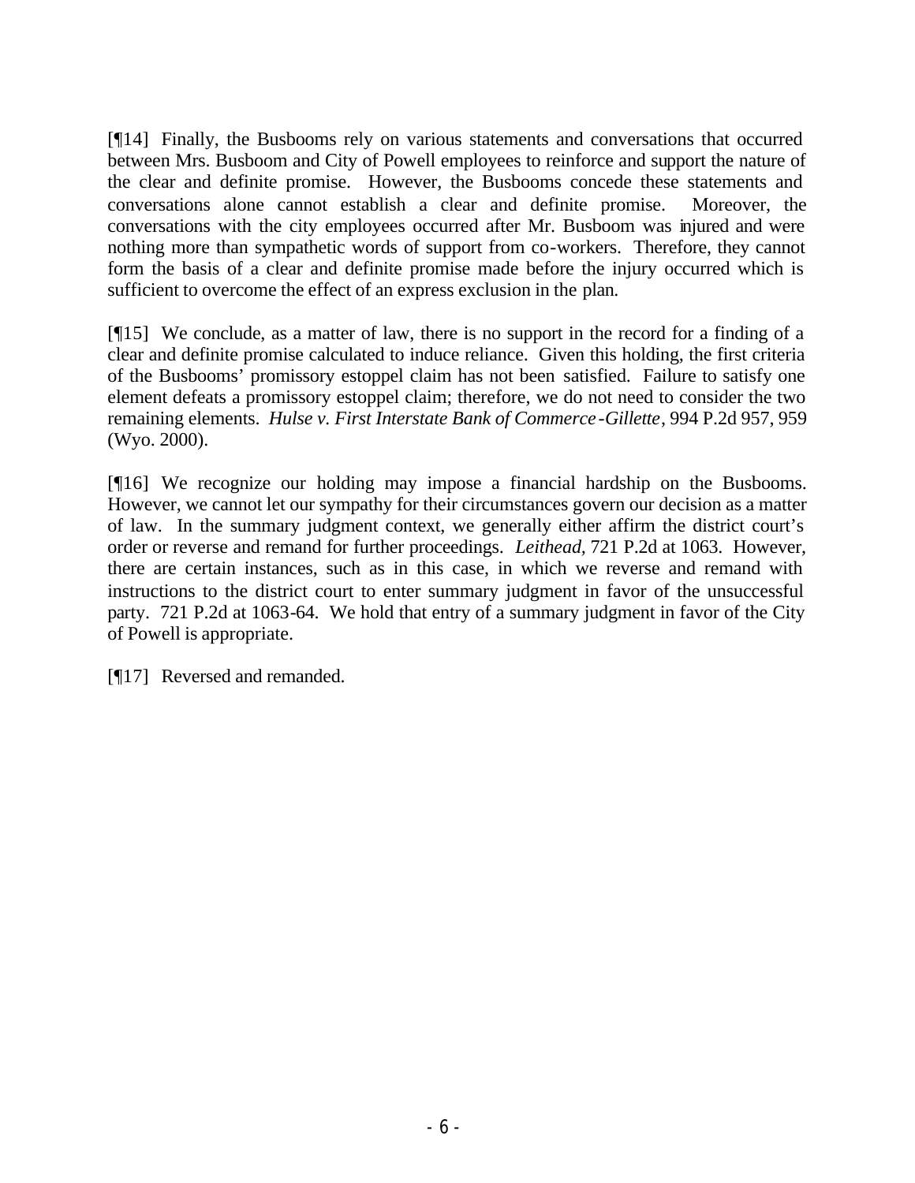[¶14] Finally, the Busbooms rely on various statements and conversations that occurred between Mrs. Busboom and City of Powell employees to reinforce and support the nature of the clear and definite promise. However, the Busbooms concede these statements and conversations alone cannot establish a clear and definite promise. Moreover, the conversations with the city employees occurred after Mr. Busboom was injured and were nothing more than sympathetic words of support from co-workers. Therefore, they cannot form the basis of a clear and definite promise made before the injury occurred which is sufficient to overcome the effect of an express exclusion in the plan.

[¶15] We conclude, as a matter of law, there is no support in the record for a finding of a clear and definite promise calculated to induce reliance. Given this holding, the first criteria of the Busbooms' promissory estoppel claim has not been satisfied. Failure to satisfy one element defeats a promissory estoppel claim; therefore, we do not need to consider the two remaining elements. *Hulse v. First Interstate Bank of Commerce-Gillette*, 994 P.2d 957, 959 (Wyo. 2000).

[¶16] We recognize our holding may impose a financial hardship on the Busbooms. However, we cannot let our sympathy for their circumstances govern our decision as a matter of law. In the summary judgment context, we generally either affirm the district court's order or reverse and remand for further proceedings. *Leithead*, 721 P.2d at 1063. However, there are certain instances, such as in this case, in which we reverse and remand with instructions to the district court to enter summary judgment in favor of the unsuccessful party. 721 P.2d at 1063-64. We hold that entry of a summary judgment in favor of the City of Powell is appropriate.

[¶17] Reversed and remanded.